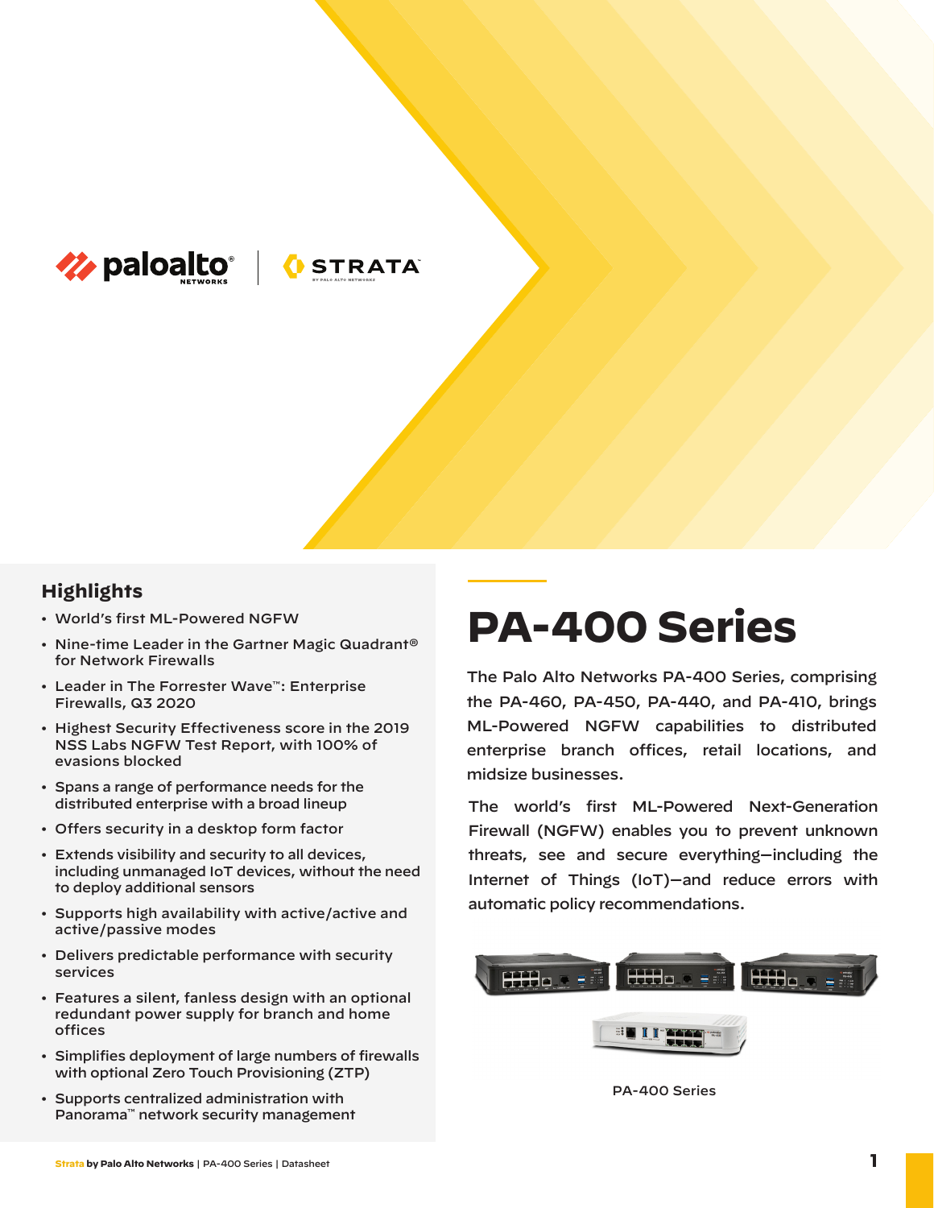# PA-400 Series

The Palo Alto Networks PA-400 Series, comprising the PA-460, PA-450, PA-440, and PA-410, brings ML-Powered NGFW capabilities to distributed enterprise branch offices, retail locations, and midsize businesses.

The world's first ML-Powered Next-Generation Firewall (NGFW) enables you to prevent unknown threats, see and secure everything—including the Internet of Things (IoT)—and reduce errors with automatic policy recommendations.

PA-400 Series

## Highlights

- World's first ML-Powered NGFW
- Nine-time Leader in the Gartner Magic Quadrant® for Network Firewalls
- Leader in The Forrester Wave™: Enterprise Firewalls, Q3 2020
- Highest Security Effectiveness score in the 2019 NSS Labs NGFW Test Report, with 100% of evasions blocked
- Spans a range of performance needs for the distributed enterprise with a broad lineup
- Offers security in a desktop form factor
- Extends visibility and security to all devices, including unmanaged IoT devices, without the need to deploy additional sensors
- Supports high availability with active/active and active/passive modes
- Delivers predictable performance with security services
- Features a silent, fanless design with an optional redundant power supply for branch and home offices
- Simplifies deployment of large numbers of firewalls with optional Zero Touch Provisioning (ZTP)
- Supports centralized administration with Panorama™ network security management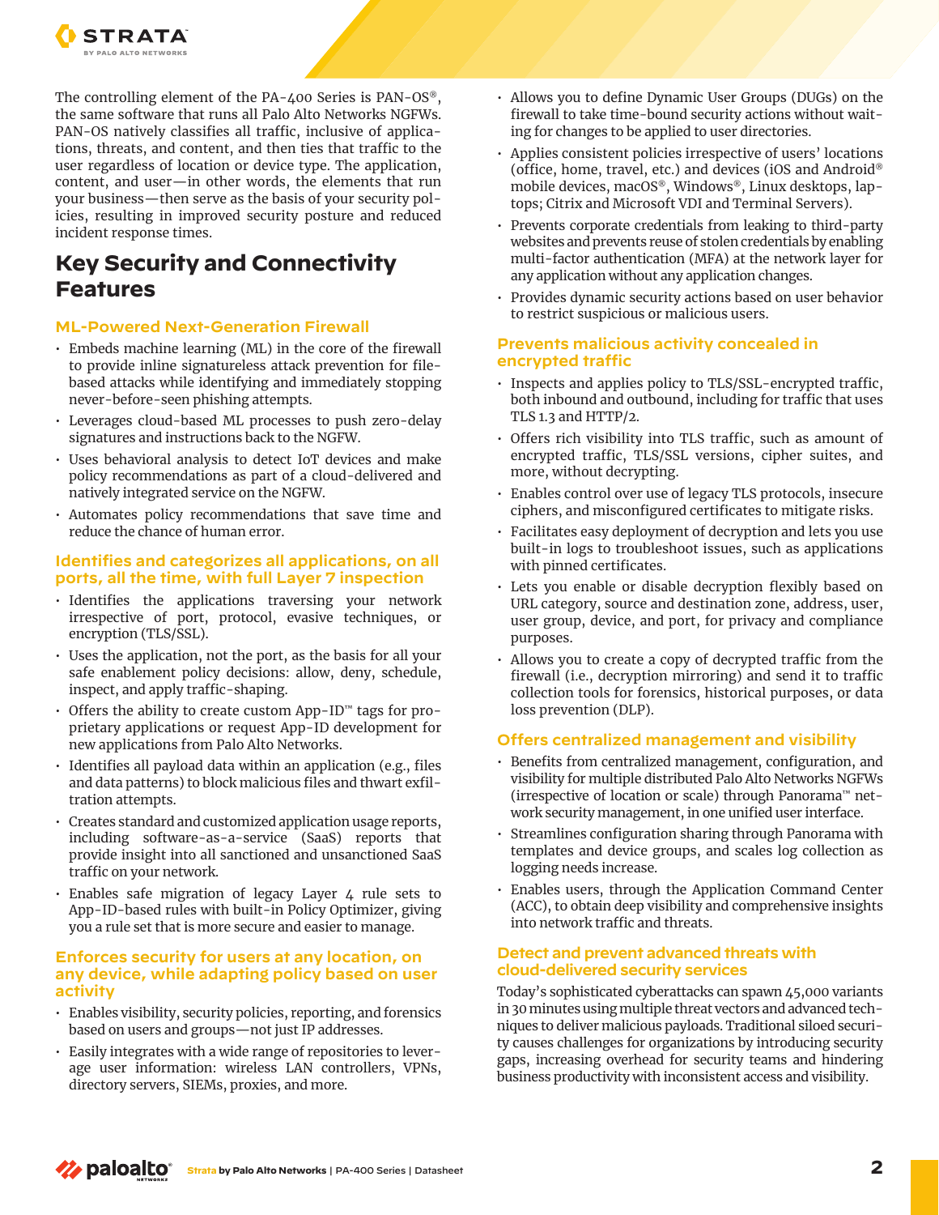The controlling element of the PA-400 Series is PAN-OS®, the same software that runs all Palo Alto Networks NGFWs. PAN-OS natively classifies all traffic, inclusive of applications, threats, and content, and then ties that traffic to the user regardless of location or device type. The application, content, and user—in other words, the elements that run your business—then serve as the basis of your security policies, resulting in improved security posture and reduced incident response times.

## Key Security and Connectivity Features

### ML-Powered Next-Generation Firewall

- Embeds machine learning (ML) in the core of the firewall to provide inline signatureless attack prevention for file-based attacks while identifying and immediately stopping never-before-seen phishing attempts.
- Leverages cloud-based ML processes to push zero-delay signatures and instructions back to the NGFW.
- Uses behavioral analysis to detect IoT devices and make policy recommendations as part of a cloud-delivered and natively integrated service on the NGFW.
- Automates policy recommendations that save time and reduce the chance of human error.

### Identifies and categorizes all applications, on all ports, all the time, with full Layer 7 inspection

- Identifies the applications traversing your network irrespective of port, protocol, evasive techniques, or encryption (TLS/SSL).
- Uses the application, not the port, as the basis for all your safe enablement policy decisions: allow, deny, schedule, inspect, and apply traffic-shaping.
- Offers the ability to create custom App-ID™ tags for proprietary applications or request App-ID development for new applications from Palo Alto Networks.
- Identifies all payload data within an application (e.g., files and data patterns) to block malicious files and thwart exfiltration attempts.
- Creates standard and customized application usage reports, including software-as-a-service (SaaS) reports that provide insight into all sanctioned and unsanctioned SaaS traffic on your network.
- Enables safe migration of legacy Layer 4 rule sets to App-ID-based rules with built-in Policy Optimizer, giving you a rule set that is more secure and easier to manage.

### Enforces security for users at any location, on any device, while adapting policy based on user activity

- Enables visibility, security policies, reporting, and forensics based on users and groups—not just IP addresses.
- Easily integrates with a wide range of repositories to leverage user information: wireless LAN controllers, VPNs, directory servers, SIEMs, proxies, and more.
- Allows you to define Dynamic User Groups (DUGs) on the firewall to take time-bound security actions without waiting for changes to be applied to user directories.
- Applies consistent policies irrespective of users' locations (office, home, travel, etc.) and devices (iOS and Android® mobile devices, macOS®, Windows®, Linux desktops, laptops; Citrix and Microsoft VDI and Terminal Servers).
- Prevents corporate credentials from leaking to third-party websites and prevents reuse of stolen credentials by enabling multi-factor authentication (MFA) at the network layer for any application without any application changes.
- Provides dynamic security actions based on user behavior to restrict suspicious or malicious users.

### Prevents malicious activity concealed in encrypted traffic

- Inspects and applies policy to TLS/SSL-encrypted traffic, both inbound and outbound, including for traffic that uses TLS 1.3 and HTTP/2.
- Offers rich visibility into TLS traffic, such as amount of encrypted traffic, TLS/SSL versions, cipher suites, and more, without decrypting.
- Enables control over use of legacy TLS protocols, insecure ciphers, and misconfigured certificates to mitigate risks.
- Facilitates easy deployment of decryption and lets you use built-in logs to troubleshoot issues, such as applications with pinned certificates.
- Lets you enable or disable decryption flexibly based on URL category, source and destination zone, address, user, user group, device, and port, for privacy and compliance purposes.
- Allows you to create a copy of decrypted traffic from the firewall (i.e., decryption mirroring) and send it to traffic collection tools for forensics, historical purposes, or data loss prevention (DLP).

### Offers centralized management and visibility

- Benefits from centralized management, configuration, and visibility for multiple distributed Palo Alto Networks NGFWs (irrespective of location or scale) through Panorama™ network security management, in one unified user interface.
- Streamlines configuration sharing through Panorama with templates and device groups, and scales log collection as logging needs increase.
- Enables users, through the Application Command Center (ACC), to obtain deep visibility and comprehensive insights into network traffic and threats.

### Detect and prevent advanced threats with cloud-delivered security services

Today's sophisticated cyberattacks can spawn 45,000 variants in 30 minutes using multiple threat vectors and advanced techniques to deliver malicious payloads. Traditional siloed security causes challenges for organizations by introducing security gaps, increasing overhead for security teams and hindering business productivity with inconsistent access and visibility.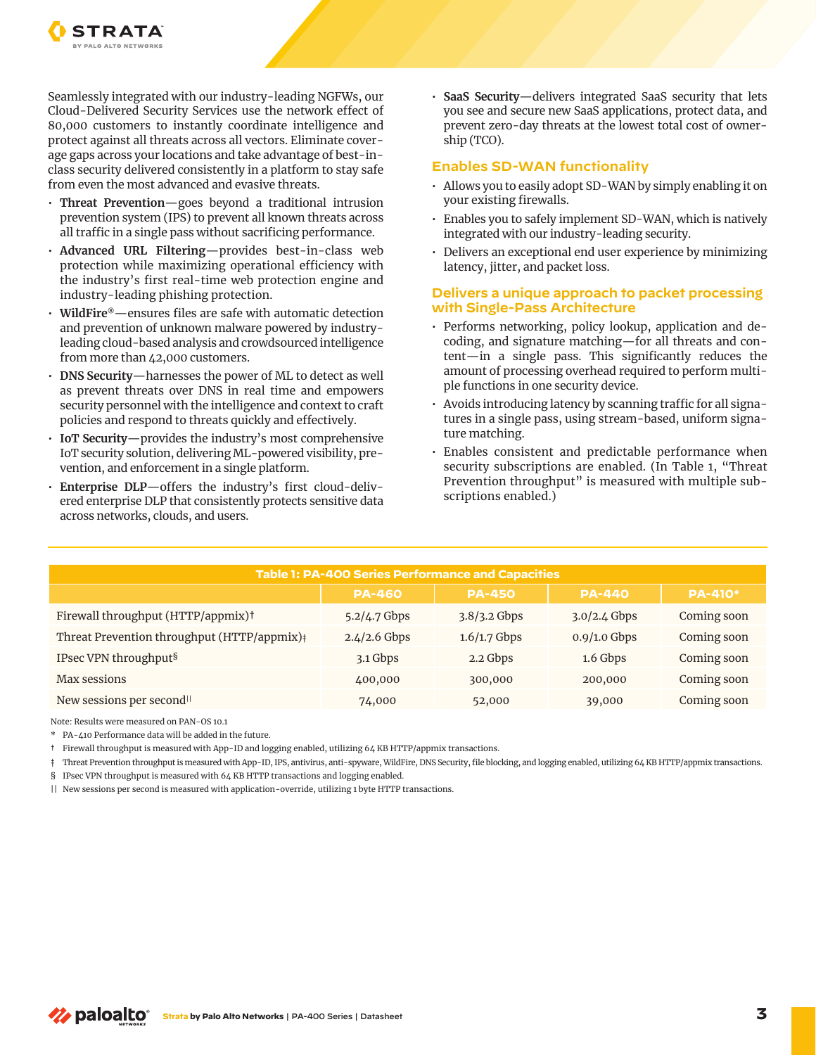Seamlessly integrated with our industry-leading NGFWs, our Cloud-Delivered Security Services use the network effect of 80,000 customers to instantly coordinate intelligence and protect against all threats across all vectors. Eliminate coverage gaps across your locations and take advantage of best-in-class security delivered consistently in a platform to stay safe from even the most advanced and evasive threats.

- **Threat Prevention**—goes beyond a traditional intrusion prevention system (IPS) to prevent all known threats across all traffic in a single pass without sacrificing performance.
- **Advanced URL Filtering**—provides best-in-class web protection while maximizing operational efficiency with the industry's first real-time web protection engine and industry-leading phishing protection.
- **WildFire®**—ensures files are safe with automatic detection and prevention of unknown malware powered by industry-leading cloud-based analysis and crowdsourced intelligence from more than 42,000 customers.
- **DNS Security**—harnesses the power of ML to detect as well as prevent threats over DNS in real time and empowers security personnel with the intelligence and context to craft policies and respond to threats quickly and effectively.
- **IoT Security**—provides the industry's most comprehensive IoT security solution, delivering ML-powered visibility, prevention, and enforcement in a single platform.
- **Enterprise DLP**—offers the industry's first cloud-delivered enterprise DLP that consistently protects sensitive data across networks, clouds, and users.
- **SaaS Security**—delivers integrated SaaS security that lets you see and secure new SaaS applications, protect data, and prevent zero-day threats at the lowest total cost of ownership (TCO).

## Enables SD-WAN functionality

- Allows you to easily adopt SD-WAN by simply enabling it on your existing firewalls.
- Enables you to safely implement SD-WAN, which is natively integrated with our industry-leading security.
- Delivers an exceptional end user experience by minimizing latency, jitter, and packet loss.

## Delivers a unique approach to packet processing with Single-Pass Architecture

- Performs networking, policy lookup, application and decoding, and signature matching—for all threats and content—in a single pass. This significantly reduces the amount of processing overhead required to perform multiple functions in one security device.
- Avoids introducing latency by scanning traffic for all signatures in a single pass, using stream-based, uniform signature matching.
- Enables consistent and predictable performance when security subscriptions are enabled. (In Table 1, "Threat Prevention throughput" is measured with multiple subscriptions enabled.)

**Table 1: PA-400 Series Performance and Capacities**

| | PA-460 | PA-450 | PA-440 | PA-410* |
|---|---|---|---|---|
| Firewall throughput (HTTP/appmix)† | 5.2/4.7 Gbps | 3.8/3.2 Gbps | 3.0/2.4 Gbps | Coming soon |
| Threat Prevention throughput (HTTP/appmix)‡ | 2.4/2.6 Gbps | 1.6/1.7 Gbps | 0.9/1.0 Gbps | Coming soon |
| IPsec VPN throughput§ | 3.1 Gbps | 2.2 Gbps | 1.6 Gbps | Coming soon |
| Max sessions | 400,000 | 300,000 | 200,000 | Coming soon |
| New sessions per second‖ | 74,000 | 52,000 | 39,000 | Coming soon |

Note: Results were measured on PAN-OS 10.1

\* PA-410 Performance data will be added in the future.

† Firewall throughput is measured with App-ID and logging enabled, utilizing 64 KB HTTP/appmix transactions.

‡ Threat Prevention throughput is measured with App-ID, IPS, antivirus, anti-spyware, WildFire, DNS Security, file blocking, and logging enabled, utilizing 64 KB HTTP/appmix transactions.

§ IPsec VPN throughput is measured with 64 KB HTTP transactions and logging enabled.

‖ New sessions per second is measured with application-override, utilizing 1 byte HTTP transactions.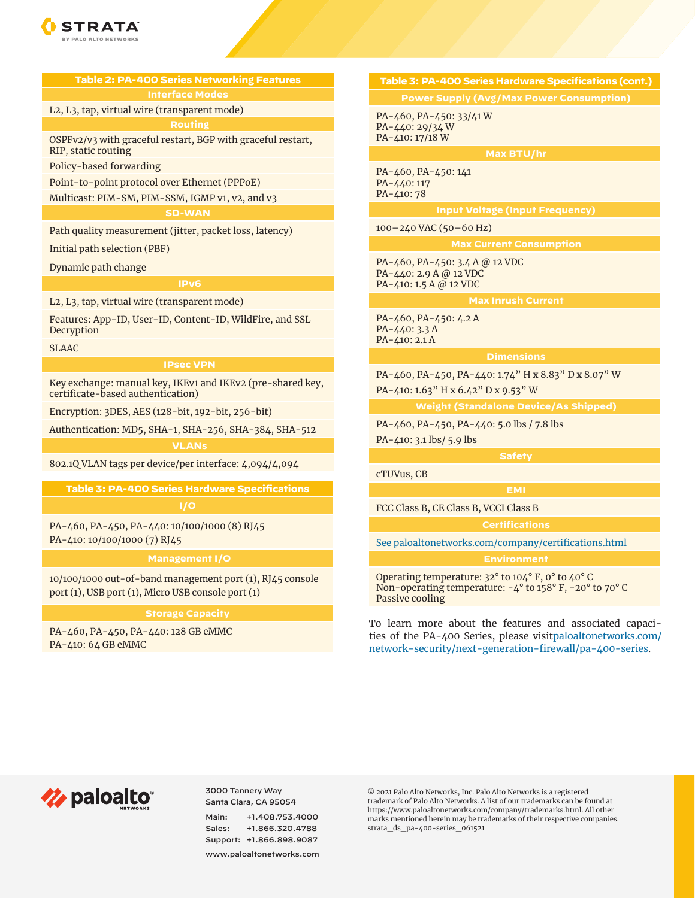| Table 2: PA-400 Series Networking Features |
| --- |
| **Interface Modes** |
| L2, L3, tap, virtual wire (transparent mode) |
| **Routing** |
| OSPFv2/v3 with graceful restart, BGP with graceful restart, RIP, static routing |
| Policy-based forwarding |
| Point-to-point protocol over Ethernet (PPPoE) |
| Multicast: PIM-SM, PIM-SSM, IGMP v1, v2, and v3 |
| **SD-WAN** |
| Path quality measurement (jitter, packet loss, latency) |
| Initial path selection (PBF) |
| Dynamic path change |
| **IPv6** |
| L2, L3, tap, virtual wire (transparent mode) |
| Features: App-ID, User-ID, Content-ID, WildFire, and SSL Decryption |
| SLAAC |
| **IPsec VPN** |
| Key exchange: manual key, IKEv1 and IKEv2 (pre-shared key, certificate-based authentication) |
| Encryption: 3DES, AES (128-bit, 192-bit, 256-bit) |
| Authentication: MD5, SHA-1, SHA-256, SHA-384, SHA-512 |
| **VLANs** |
| 802.1Q VLAN tags per device/per interface: 4,094/4,094 |

| Table 3: PA-400 Series Hardware Specifications |
| --- |
| **I/O** |
| PA-460, PA-450, PA-440: 10/100/1000 (8) RJ45<br>PA-410: 10/100/1000 (7) RJ45 |
| **Management I/O** |
| 10/100/1000 out-of-band management port (1), RJ45 console port (1), USB port (1), Micro USB console port (1) |
| **Storage Capacity** |
| PA-460, PA-450, PA-440: 128 GB eMMC<br>PA-410: 64 GB eMMC |
| **Power Supply (Avg/Max Power Consumption)** |
| PA-460, PA-450: 33/41 W<br>PA-440: 29/34 W<br>PA-410: 17/18 W |
| **Max BTU/hr** |
| PA-460, PA-450: 141<br>PA-440: 117<br>PA-410: 78 |
| **Input Voltage (Input Frequency)** |
| 100–240 VAC (50–60 Hz) |
| **Max Current Consumption** |
| PA-460, PA-450: 3.4 A @ 12 VDC<br>PA-440: 2.9 A @ 12 VDC<br>PA-410: 1.5 A @ 12 VDC |
| **Max Inrush Current** |
| PA-460, PA-450: 4.2 A<br>PA-440: 3.3 A<br>PA-410: 2.1 A |
| **Dimensions** |
| PA-460, PA-450, PA-440: 1.74" H x 8.83" D x 8.07" W |
| PA-410: 1.63" H x 6.42" D x 9.53" W |
| **Weight (Standalone Device/As Shipped)** |
| PA-460, PA-450, PA-440: 5.0 lbs / 7.8 lbs |
| PA-410: 3.1 lbs/ 5.9 lbs |
| **Safety** |
| cTUVus, CB |
| **EMI** |
| FCC Class B, CE Class B, VCCI Class B |
| **Certifications** |
| See paloaltonetworks.com/company/certifications.html |
| **Environment** |
| Operating temperature: 32° to 104° F, 0° to 40° C<br>Non-operating temperature: -4° to 158° F, -20° to 70° C<br>Passive cooling |

To learn more about the features and associated capacities of the PA-400 Series, please visitpaloaltonetworks.com/network-security/next-generation-firewall/pa-400-series.

3000 Tannery Way
Santa Clara, CA 95054

Main: +1.408.753.4000
Sales: +1.866.320.4788
Support: +1.866.898.9087

www.paloaltonetworks.com

© 2021 Palo Alto Networks, Inc. Palo Alto Networks is a registered trademark of Palo Alto Networks. A list of our trademarks can be found at https://www.paloaltonetworks.com/company/trademarks.html. All other marks mentioned herein may be trademarks of their respective companies. strata_ds_pa-400-series_061521